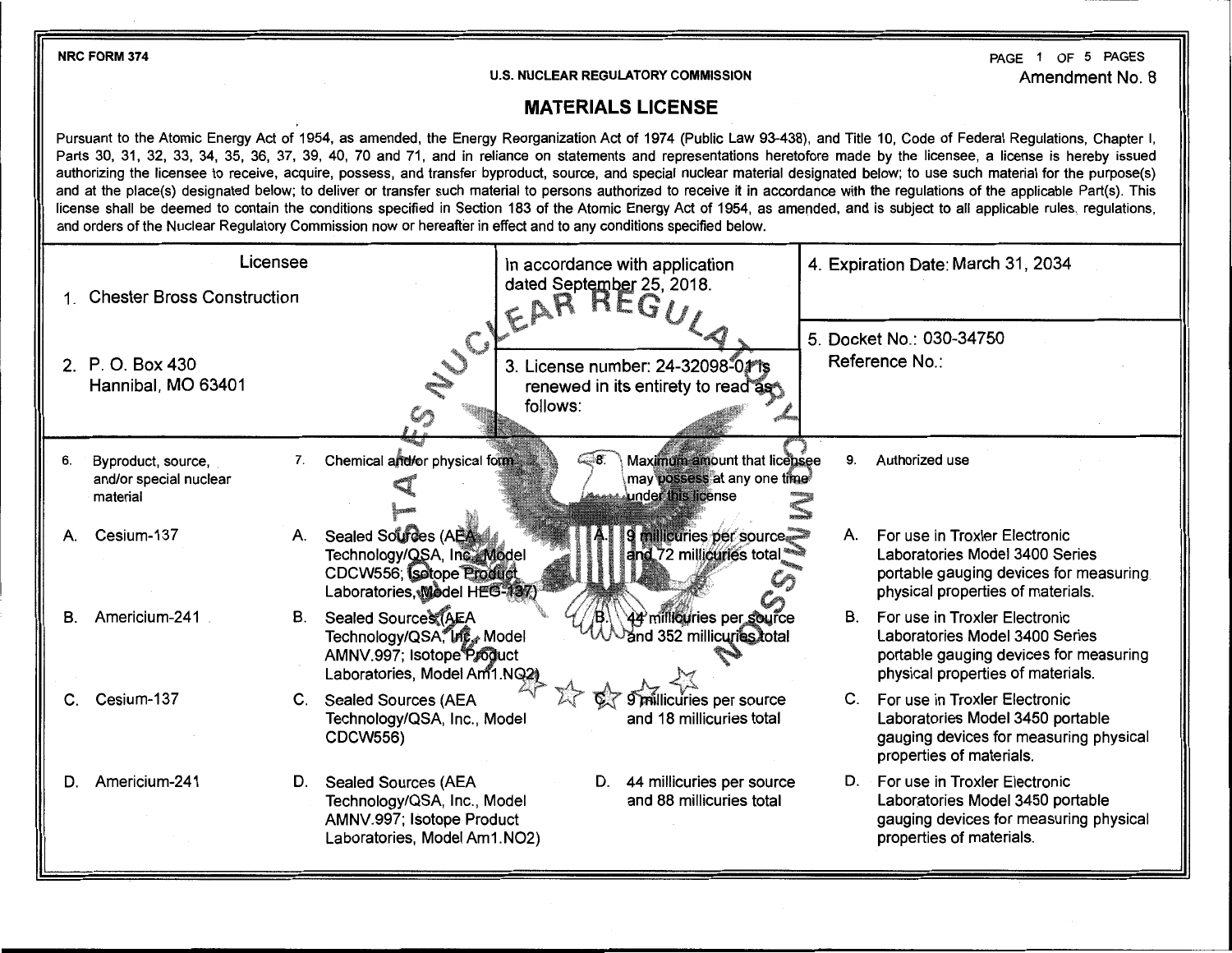NRC FORM 374

U.S. NUCLEAR REGULATORY COMMISSION

Amendment No. 8

# MATERIALS LICENSE

Pursuant to the Atomic Energy Act of 1954, as amended, the Energy Reorganization Act of 1974 (Public Law 93-438), and Title 10, Code of Federal Regulations, Chapter I, Parts 30, 31, 32, 33, 34, 35, 36, 37, 39, 40, 70 and 71, and in reliance on statements and representations heretofore made by the licensee, a license is hereby issued authorizing the licensee to receive, acquire, possess, and transfer byproduct, source, and special nuclear material designated below; to use such material for the purpose(s) and at the place(s) designated below; to deliver or transfer such material to persons authorized to receive it in accordance with the regulations of the applicable Part(s). This license shall be deemed to contain the conditions specified in Section 183 of the Atomic Energy Act of 1954, as amended, and is subject to all applicable rules, regulations, and orders of the Nuclear Regulatory Commission now or hereafter in effect and to any conditions specified below.

| Licensee | In accordance with application dated September 25, 2018. | 4. Expiration Date: March 31, 2034 |
|---|---|---|
| 1. Chester Bross Construction | | 5. Docket No.: 030-34750<br>Reference No.: |
| 2. P. O. Box 430<br>Hannibal, MO 63401 | 3. License number: 24-32098-01 is renewed in its entirety to read as follows: | |

| 6. Byproduct, source, and/or special nuclear material | 7. Chemical and/or physical form | 8. Maximum amount that licensee may possess at any one time under this license | 9. Authorized use |
|---|---|---|---|
| A. Cesium-137 | A. Sealed Sources (AEA Technology/QSA, Inc., Model CDCW556; Isotope Product Laboratories, Model HEG-137) | A. 9 millicuries per source and 72 millicuries total | A. For use in Troxler Electronic Laboratories Model 3400 Series portable gauging devices for measuring physical properties of materials. |
| B. Americium-241 | B. Sealed Sources (AEA Technology/QSA, Inc., Model AMNV.997; Isotope Product Laboratories, Model Am1.NO2) | B. 44 millicuries per source and 352 millicuries total | B. For use in Troxler Electronic Laboratories Model 3400 Series portable gauging devices for measuring physical properties of materials. |
| C. Cesium-137 | C. Sealed Sources (AEA Technology/QSA, Inc., Model CDCW556) | C. 9 millicuries per source and 18 millicuries total | C. For use in Troxler Electronic Laboratories Model 3450 portable gauging devices for measuring physical properties of materials. |
| D. Americium-241 | D. Sealed Sources (AEA Technology/QSA, Inc., Model AMNV.997; Isotope Product Laboratories, Model Am1.NO2) | D. 44 millicuries per source and 88 millicuries total | D. For use in Troxler Electronic Laboratories Model 3450 portable gauging devices for measuring physical properties of materials. |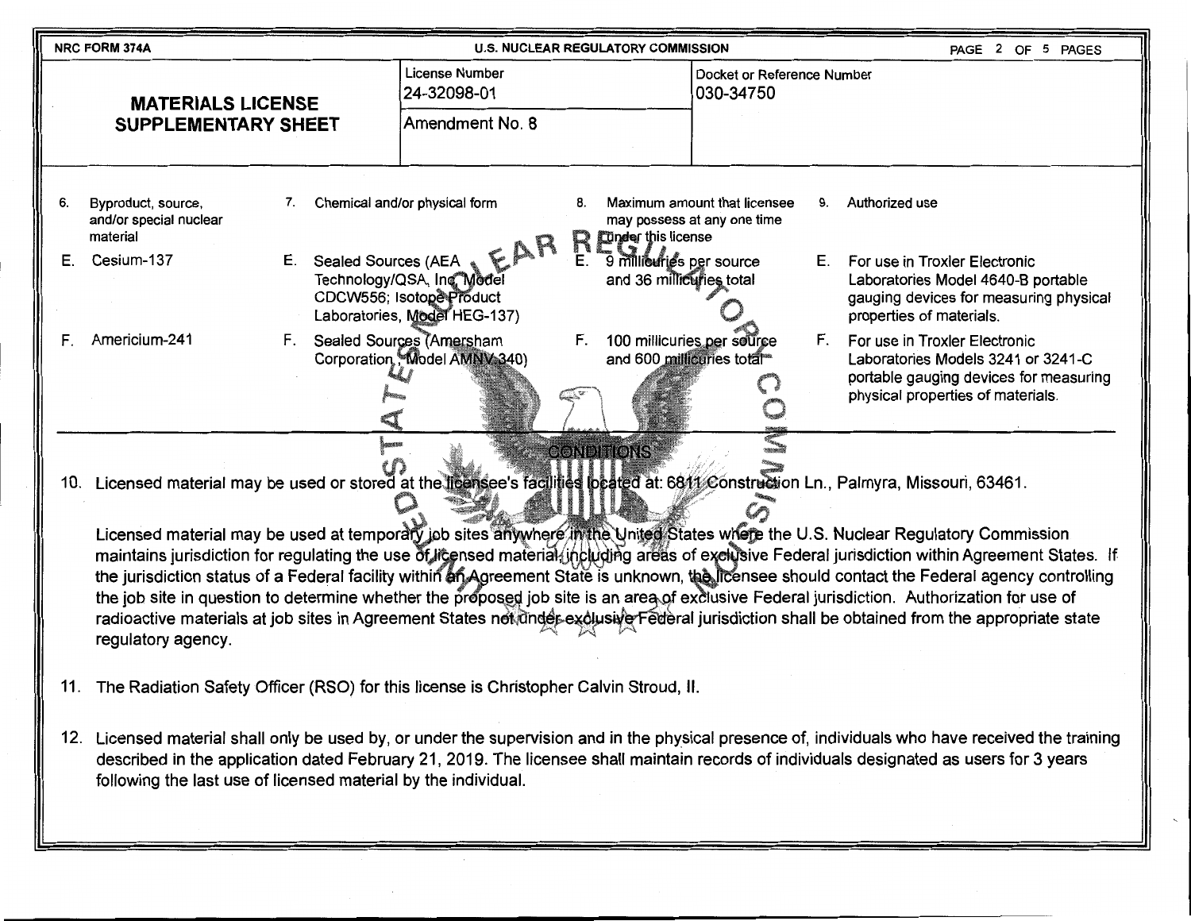**NRC FORM 374A** | **U.S. NUCLEAR REGULATORY COMMISSION**

| **MATERIALS LICENSE SUPPLEMENTARY SHEET** | License Number 24-32098-01 | Docket or Reference Number 030-34750 |
|---|---|---|
| | Amendment No. 8 | |

| 6. Byproduct, source, and/or special nuclear material | 7. Chemical and/or physical form | 8. Maximum amount that licensee may possess at any one time under this license | 9. Authorized use |
|---|---|---|---|
| E. Cesium-137 | E. Sealed Sources (AEA Technology/QSA, Inc. Model CDCW556; Isotope Product Laboratories, Model HEG-137) | E. 9 millicuries per source and 36 millicuries total | E. For use in Troxler Electronic Laboratories Model 4640-B portable gauging devices for measuring physical properties of materials. |
| F. Americium-241 | F. Sealed Sources (Amersham Corporation, Model AMNV-340) | F. 100 millicuries per source and 600 millicuries total | F. For use in Troxler Electronic Laboratories Models 3241 or 3241-C portable gauging devices for measuring physical properties of materials. |

## CONDITIONS

10. Licensed material may be used or stored at the licensee's facilities located at: 6811 Construction Ln., Palmyra, Missouri, 63461.

    Licensed material may be used at temporary job sites anywhere in the United States where the U.S. Nuclear Regulatory Commission maintains jurisdiction for regulating the use of licensed material, including areas of exclusive Federal jurisdiction within Agreement States. If the jurisdiction status of a Federal facility within an Agreement State is unknown, the licensee should contact the Federal agency controlling the job site in question to determine whether the proposed job site is an area of exclusive Federal jurisdiction. Authorization for use of radioactive materials at job sites in Agreement States not under exclusive Federal jurisdiction shall be obtained from the appropriate state regulatory agency.

11. The Radiation Safety Officer (RSO) for this license is Christopher Calvin Stroud, II.

12. Licensed material shall only be used by, or under the supervision and in the physical presence of, individuals who have received the training described in the application dated February 21, 2019. The licensee shall maintain records of individuals designated as users for 3 years following the last use of licensed material by the individual.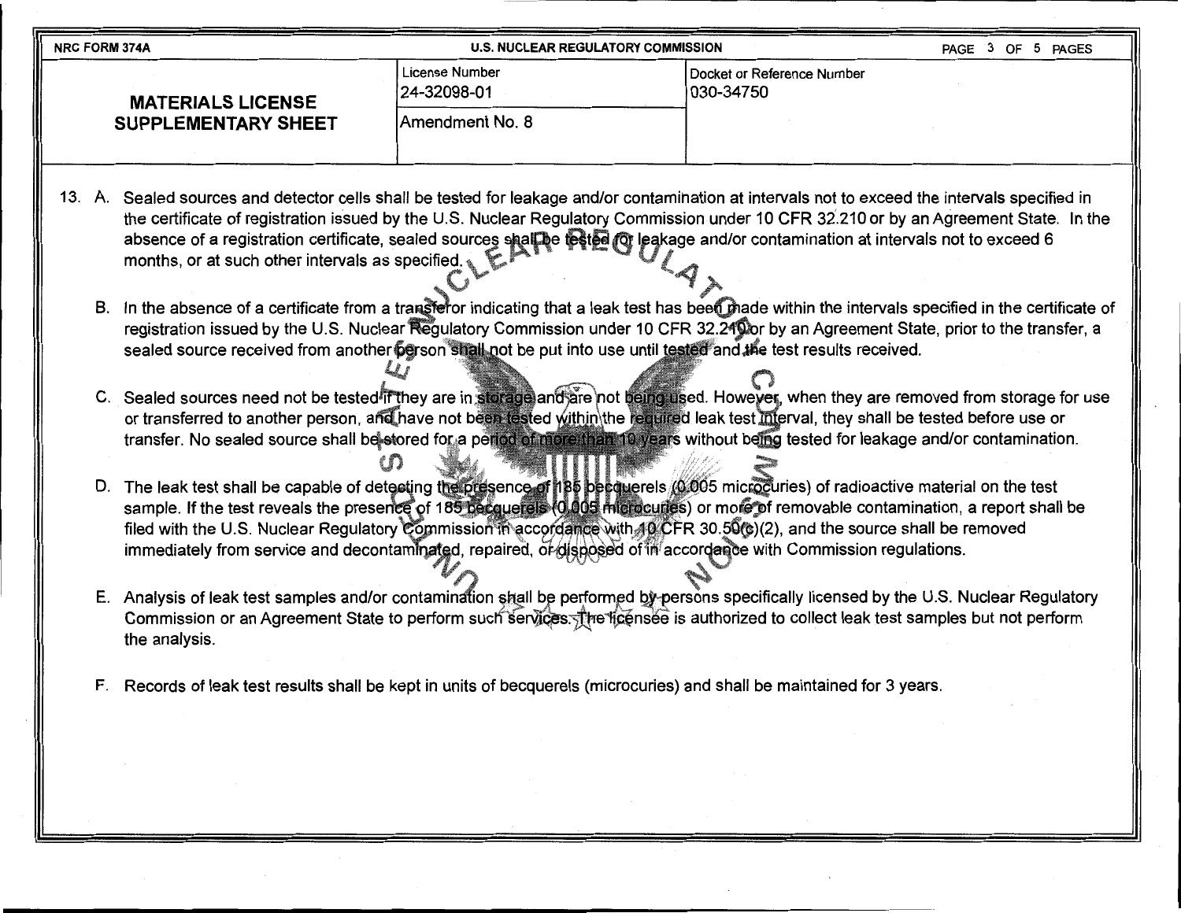| NRC FORM 374A | U.S. NUCLEAR REGULATORY COMMISSION | |
|---|---|---|
| **MATERIALS LICENSE SUPPLEMENTARY SHEET** | License Number 24-32098-01 | Docket or Reference Number 030-34750 |
| | Amendment No. 8 | |

13. A. Sealed sources and detector cells shall be tested for leakage and/or contamination at intervals not to exceed the intervals specified in the certificate of registration issued by the U.S. Nuclear Regulatory Commission under 10 CFR 32.210 or by an Agreement State. In the absence of a registration certificate, sealed sources shall be tested for leakage and/or contamination at intervals not to exceed 6 months, or at such other intervals as specified.

B. In the absence of a certificate from a transferor indicating that a leak test has been made within the intervals specified in the certificate of registration issued by the U.S. Nuclear Regulatory Commission under 10 CFR 32.210 or by an Agreement State, prior to the transfer, a sealed source received from another person shall not be put into use until tested and the test results received.

C. Sealed sources need not be tested if they are in storage and are not being used. However, when they are removed from storage for use or transferred to another person, and have not been tested within the required leak test interval, they shall be tested before use or transfer. No sealed source shall be stored for a period of more than 10 years without being tested for leakage and/or contamination.

D. The leak test shall be capable of detecting the presence of 185 becquerels (0.005 microcuries) of radioactive material on the test sample. If the test reveals the presence of 185 becquerels (0.005 microcuries) or more of removable contamination, a report shall be filed with the U.S. Nuclear Regulatory Commission in accordance with 10 CFR 30.50(c)(2), and the source shall be removed immediately from service and decontaminated, repaired, or disposed of in accordance with Commission regulations.

E. Analysis of leak test samples and/or contamination shall be performed by persons specifically licensed by the U.S. Nuclear Regulatory Commission or an Agreement State to perform such services. The licensee is authorized to collect leak test samples but not perform the analysis.

F. Records of leak test results shall be kept in units of becquerels (microcuries) and shall be maintained for 3 years.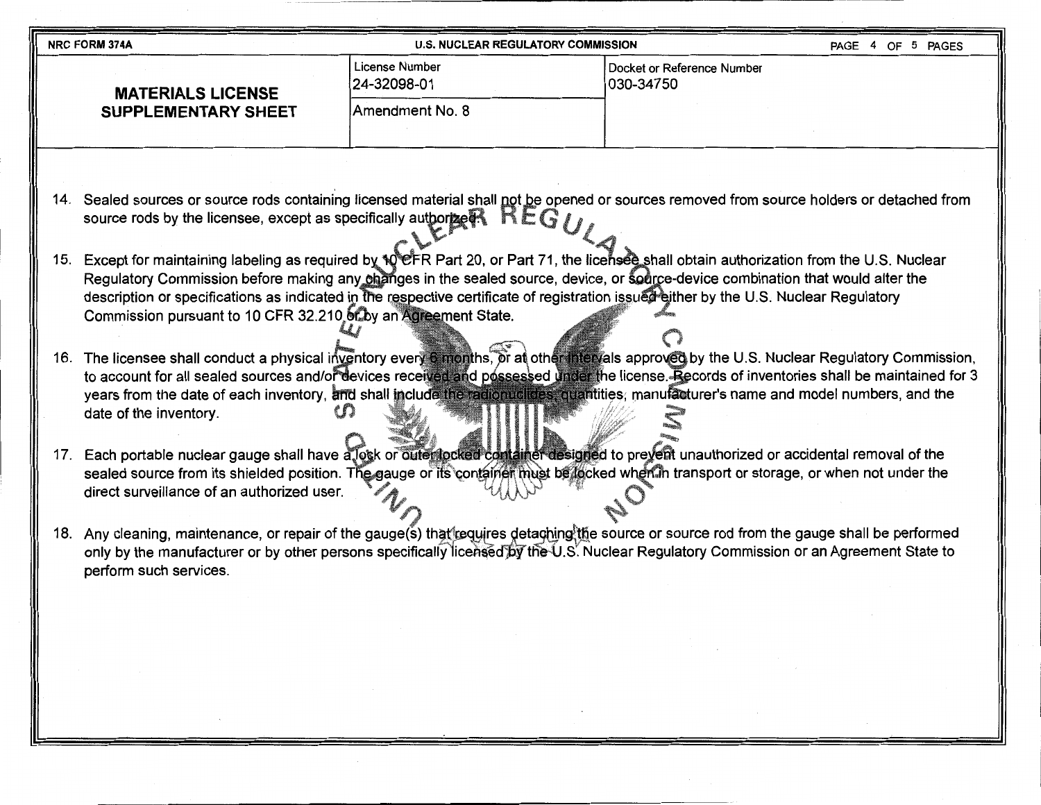| NRC FORM 374A | U.S. NUCLEAR REGULATORY COMMISSION | |
|---|---|---|
| **MATERIALS LICENSE SUPPLEMENTARY SHEET** | License Number 24-32098-01 | Docket or Reference Number 030-34750 |
| | Amendment No. 8 | |

14. Sealed sources or source rods containing licensed material shall not be opened or sources removed from source holders or detached from source rods by the licensee, except as specifically authorized.

15. Except for maintaining labeling as required by 10 CFR Part 20, or Part 71, the licensee shall obtain authorization from the U.S. Nuclear Regulatory Commission before making any changes in the sealed source, device, or source-device combination that would alter the description or specifications as indicated in the respective certificate of registration issued either by the U.S. Nuclear Regulatory Commission pursuant to 10 CFR 32.210 or by an Agreement State.

16. The licensee shall conduct a physical inventory every 6 months, or at other intervals approved by the U.S. Nuclear Regulatory Commission, to account for all sealed sources and/or devices received and possessed under the license. Records of inventories shall be maintained for 3 years from the date of each inventory, and shall include the radionuclides, quantities, manufacturer's name and model numbers, and the date of the inventory.

17. Each portable nuclear gauge shall have a lock or outer locked container designed to prevent unauthorized or accidental removal of the sealed source from its shielded position. The gauge or its container must be locked when in transport or storage, or when not under the direct surveillance of an authorized user.

18. Any cleaning, maintenance, or repair of the gauge(s) that requires detaching the source or source rod from the gauge shall be performed only by the manufacturer or by other persons specifically licensed by the U.S. Nuclear Regulatory Commission or an Agreement State to perform such services.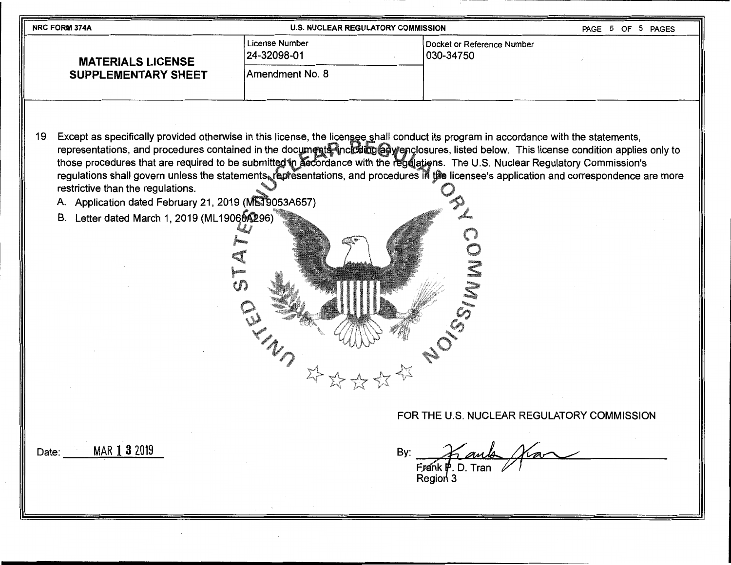| NRC FORM 374A | U.S. NUCLEAR REGULATORY COMMISSION | |
|---|---|---|
| **MATERIALS LICENSE SUPPLEMENTARY SHEET** | License Number 24-32098-01 | Docket or Reference Number 030-34750 |
| | Amendment No. 8 | |

19. Except as specifically provided otherwise in this license, the licensee shall conduct its program in accordance with the statements, representations, and procedures contained in the documents, including any enclosures, listed below. This license condition applies only to those procedures that are required to be submitted in accordance with the regulations. The U.S. Nuclear Regulatory Commission's regulations shall govern unless the statements, representations, and procedures in the licensee's application and correspondence are more restrictive than the regulations.
    - A. Application dated February 21, 2019 (ML19053A657)
    - B. Letter dated March 1, 2019 (ML19060A296)

FOR THE U.S. NUCLEAR REGULATORY COMMISSION

Date: MAR 13 2019

By: Frank P. D. Tran
Region 3